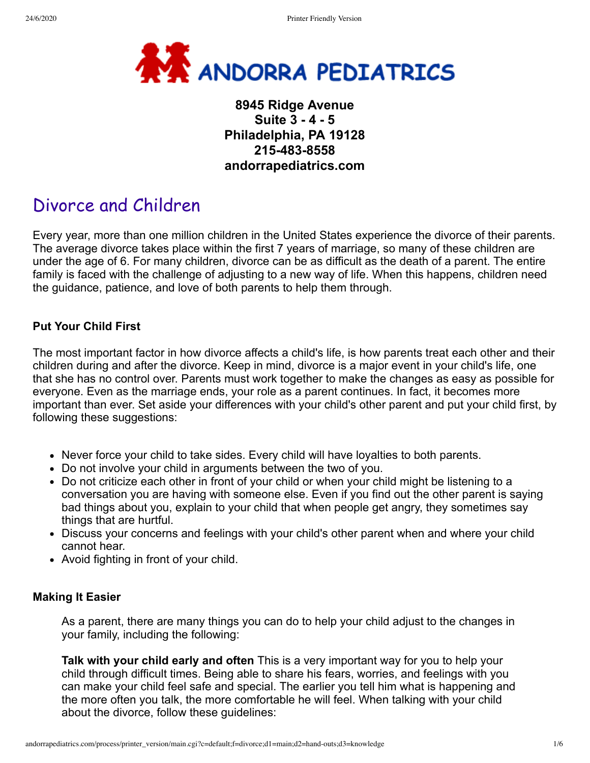# ANDORRA PEDIATRICS

**8945 Ridge Avenue**
**Suite 3 - 4 - 5**
**Philadelphia, PA 19128**
**215-483-8558**
**andorrapediatrics.com**

## Divorce and Children

Every year, more than one million children in the United States experience the divorce of their parents. The average divorce takes place within the first 7 years of marriage, so many of these children are under the age of 6. For many children, divorce can be as difficult as the death of a parent. The entire family is faced with the challenge of adjusting to a new way of life. When this happens, children need the guidance, patience, and love of both parents to help them through.

### Put Your Child First

The most important factor in how divorce affects a child's life, is how parents treat each other and their children during and after the divorce. Keep in mind, divorce is a major event in your child's life, one that she has no control over. Parents must work together to make the changes as easy as possible for everyone. Even as the marriage ends, your role as a parent continues. In fact, it becomes more important than ever. Set aside your differences with your child's other parent and put your child first, by following these suggestions:

- Never force your child to take sides. Every child will have loyalties to both parents.
- Do not involve your child in arguments between the two of you.
- Do not criticize each other in front of your child or when your child might be listening to a conversation you are having with someone else. Even if you find out the other parent is saying bad things about you, explain to your child that when people get angry, they sometimes say things that are hurtful.
- Discuss your concerns and feelings with your child's other parent when and where your child cannot hear.
- Avoid fighting in front of your child.

### Making It Easier

As a parent, there are many things you can do to help your child adjust to the changes in your family, including the following:

**Talk with your child early and often** This is a very important way for you to help your child through difficult times. Being able to share his fears, worries, and feelings with you can make your child feel safe and special. The earlier you tell him what is happening and the more often you talk, the more comfortable he will feel. When talking with your child about the divorce, follow these guidelines: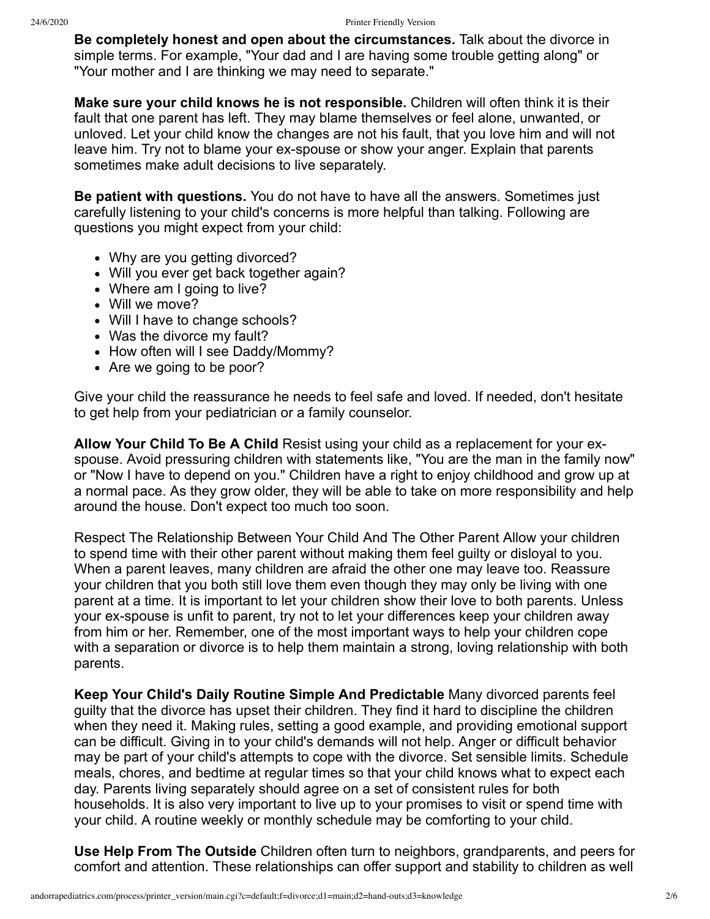**Be completely honest and open about the circumstances.** Talk about the divorce in simple terms. For example, "Your dad and I are having some trouble getting along" or "Your mother and I are thinking we may need to separate."

**Make sure your child knows he is not responsible.** Children will often think it is their fault that one parent has left. They may blame themselves or feel alone, unwanted, or unloved. Let your child know the changes are not his fault, that you love him and will not leave him. Try not to blame your ex-spouse or show your anger. Explain that parents sometimes make adult decisions to live separately.

**Be patient with questions.** You do not have to have all the answers. Sometimes just carefully listening to your child's concerns is more helpful than talking. Following are questions you might expect from your child:

- Why are you getting divorced?
- Will you ever get back together again?
- Where am I going to live?
- Will we move?
- Will I have to change schools?
- Was the divorce my fault?
- How often will I see Daddy/Mommy?
- Are we going to be poor?

Give your child the reassurance he needs to feel safe and loved. If needed, don't hesitate to get help from your pediatrician or a family counselor.

**Allow Your Child To Be A Child** Resist using your child as a replacement for your ex-spouse. Avoid pressuring children with statements like, "You are the man in the family now" or "Now I have to depend on you." Children have a right to enjoy childhood and grow up at a normal pace. As they grow older, they will be able to take on more responsibility and help around the house. Don't expect too much too soon.

Respect The Relationship Between Your Child And The Other Parent Allow your children to spend time with their other parent without making them feel guilty or disloyal to you. When a parent leaves, many children are afraid the other one may leave too. Reassure your children that you both still love them even though they may only be living with one parent at a time. It is important to let your children show their love to both parents. Unless your ex-spouse is unfit to parent, try not to let your differences keep your children away from him or her. Remember, one of the most important ways to help your children cope with a separation or divorce is to help them maintain a strong, loving relationship with both parents.

**Keep Your Child's Daily Routine Simple And Predictable** Many divorced parents feel guilty that the divorce has upset their children. They find it hard to discipline the children when they need it. Making rules, setting a good example, and providing emotional support can be difficult. Giving in to your child's demands will not help. Anger or difficult behavior may be part of your child's attempts to cope with the divorce. Set sensible limits. Schedule meals, chores, and bedtime at regular times so that your child knows what to expect each day. Parents living separately should agree on a set of consistent rules for both households. It is also very important to live up to your promises to visit or spend time with your child. A routine weekly or monthly schedule may be comforting to your child.

**Use Help From The Outside** Children often turn to neighbors, grandparents, and peers for comfort and attention. These relationships can offer support and stability to children as well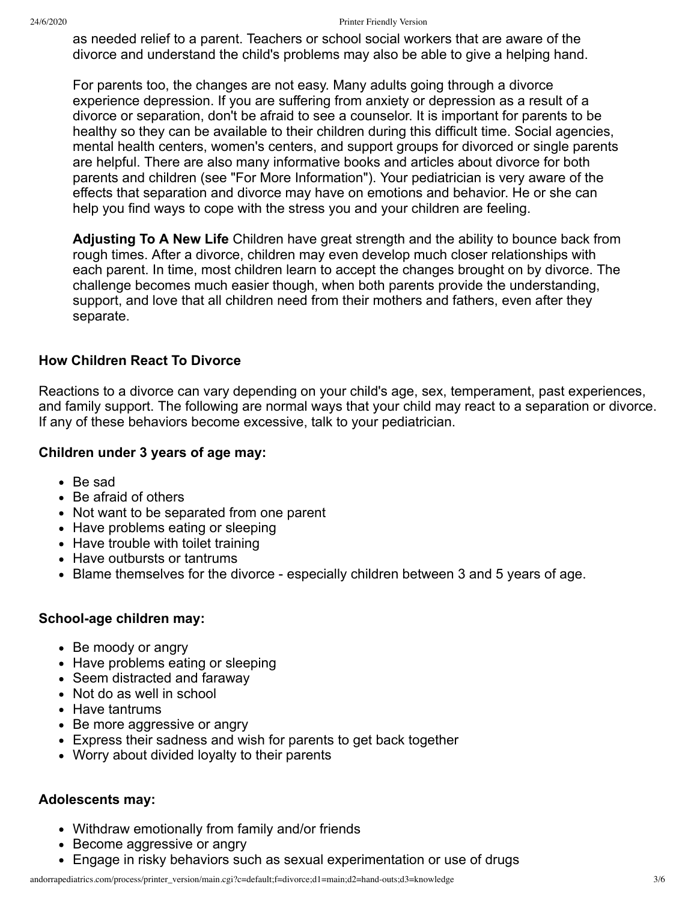as needed relief to a parent. Teachers or school social workers that are aware of the divorce and understand the child's problems may also be able to give a helping hand.

For parents too, the changes are not easy. Many adults going through a divorce experience depression. If you are suffering from anxiety or depression as a result of a divorce or separation, don't be afraid to see a counselor. It is important for parents to be healthy so they can be available to their children during this difficult time. Social agencies, mental health centers, women's centers, and support groups for divorced or single parents are helpful. There are also many informative books and articles about divorce for both parents and children (see "For More Information"). Your pediatrician is very aware of the effects that separation and divorce may have on emotions and behavior. He or she can help you find ways to cope with the stress you and your children are feeling.

**Adjusting To A New Life** Children have great strength and the ability to bounce back from rough times. After a divorce, children may even develop much closer relationships with each parent. In time, most children learn to accept the changes brought on by divorce. The challenge becomes much easier though, when both parents provide the understanding, support, and love that all children need from their mothers and fathers, even after they separate.

### How Children React To Divorce

Reactions to a divorce can vary depending on your child's age, sex, temperament, past experiences, and family support. The following are normal ways that your child may react to a separation or divorce. If any of these behaviors become excessive, talk to your pediatrician.

#### Children under 3 years of age may:

- Be sad
- Be afraid of others
- Not want to be separated from one parent
- Have problems eating or sleeping
- Have trouble with toilet training
- Have outbursts or tantrums
- Blame themselves for the divorce - especially children between 3 and 5 years of age.

#### School-age children may:

- Be moody or angry
- Have problems eating or sleeping
- Seem distracted and faraway
- Not do as well in school
- Have tantrums
- Be more aggressive or angry
- Express their sadness and wish for parents to get back together
- Worry about divided loyalty to their parents

#### Adolescents may:

- Withdraw emotionally from family and/or friends
- Become aggressive or angry
- Engage in risky behaviors such as sexual experimentation or use of drugs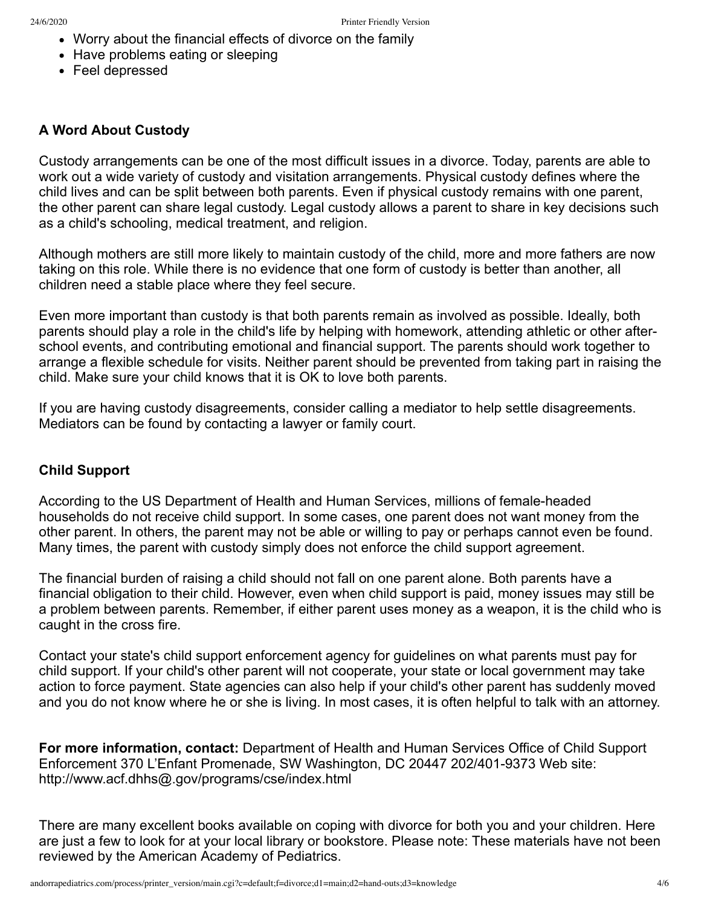- Worry about the financial effects of divorce on the family
- Have problems eating or sleeping
- Feel depressed

### A Word About Custody

Custody arrangements can be one of the most difficult issues in a divorce. Today, parents are able to work out a wide variety of custody and visitation arrangements. Physical custody defines where the child lives and can be split between both parents. Even if physical custody remains with one parent, the other parent can share legal custody. Legal custody allows a parent to share in key decisions such as a child's schooling, medical treatment, and religion.

Although mothers are still more likely to maintain custody of the child, more and more fathers are now taking on this role. While there is no evidence that one form of custody is better than another, all children need a stable place where they feel secure.

Even more important than custody is that both parents remain as involved as possible. Ideally, both parents should play a role in the child's life by helping with homework, attending athletic or other after-school events, and contributing emotional and financial support. The parents should work together to arrange a flexible schedule for visits. Neither parent should be prevented from taking part in raising the child. Make sure your child knows that it is OK to love both parents.

If you are having custody disagreements, consider calling a mediator to help settle disagreements. Mediators can be found by contacting a lawyer or family court.

### Child Support

According to the US Department of Health and Human Services, millions of female-headed households do not receive child support. In some cases, one parent does not want money from the other parent. In others, the parent may not be able or willing to pay or perhaps cannot even be found. Many times, the parent with custody simply does not enforce the child support agreement.

The financial burden of raising a child should not fall on one parent alone. Both parents have a financial obligation to their child. However, even when child support is paid, money issues may still be a problem between parents. Remember, if either parent uses money as a weapon, it is the child who is caught in the cross fire.

Contact your state's child support enforcement agency for guidelines on what parents must pay for child support. If your child's other parent will not cooperate, your state or local government may take action to force payment. State agencies can also help if your child's other parent has suddenly moved and you do not know where he or she is living. In most cases, it is often helpful to talk with an attorney.

**For more information, contact:** Department of Health and Human Services Office of Child Support Enforcement 370 L'Enfant Promenade, SW Washington, DC 20447 202/401-9373 Web site: http://www.acf.dhhs@.gov/programs/cse/index.html

There are many excellent books available on coping with divorce for both you and your children. Here are just a few to look for at your local library or bookstore. Please note: These materials have not been reviewed by the American Academy of Pediatrics.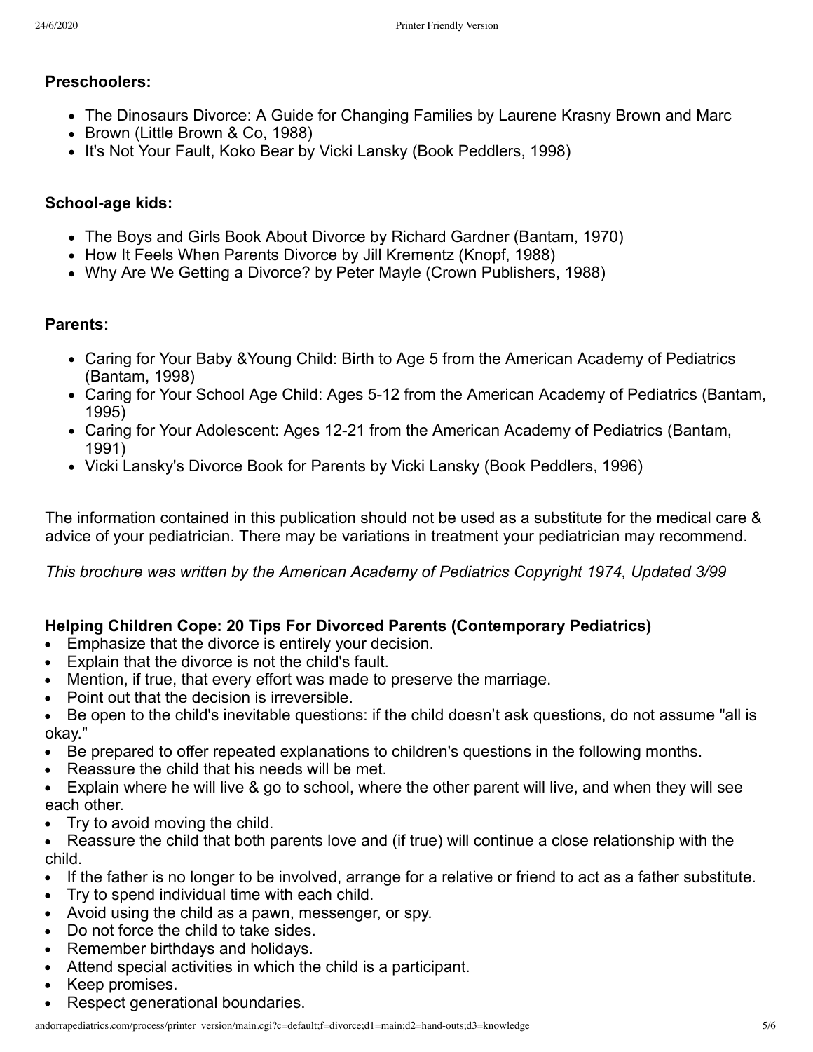**Preschoolers:**

- The Dinosaurs Divorce: A Guide for Changing Families by Laurene Krasny Brown and Marc
- Brown (Little Brown & Co, 1988)
- It's Not Your Fault, Koko Bear by Vicki Lansky (Book Peddlers, 1998)

**School-age kids:**

- The Boys and Girls Book About Divorce by Richard Gardner (Bantam, 1970)
- How It Feels When Parents Divorce by Jill Krementz (Knopf, 1988)
- Why Are We Getting a Divorce? by Peter Mayle (Crown Publishers, 1988)

**Parents:**

- Caring for Your Baby &Young Child: Birth to Age 5 from the American Academy of Pediatrics (Bantam, 1998)
- Caring for Your School Age Child: Ages 5-12 from the American Academy of Pediatrics (Bantam, 1995)
- Caring for Your Adolescent: Ages 12-21 from the American Academy of Pediatrics (Bantam, 1991)
- Vicki Lansky's Divorce Book for Parents by Vicki Lansky (Book Peddlers, 1996)

The information contained in this publication should not be used as a substitute for the medical care & advice of your pediatrician. There may be variations in treatment your pediatrician may recommend.

*This brochure was written by the American Academy of Pediatrics Copyright 1974, Updated 3/99*

**Helping Children Cope: 20 Tips For Divorced Parents (Contemporary Pediatrics)**

- Emphasize that the divorce is entirely your decision.
- Explain that the divorce is not the child's fault.
- Mention, if true, that every effort was made to preserve the marriage.
- Point out that the decision is irreversible.
- Be open to the child's inevitable questions: if the child doesn't ask questions, do not assume "all is okay."
- Be prepared to offer repeated explanations to children's questions in the following months.
- Reassure the child that his needs will be met.
- Explain where he will live & go to school, where the other parent will live, and when they will see each other.
- Try to avoid moving the child.
- Reassure the child that both parents love and (if true) will continue a close relationship with the child.
- If the father is no longer to be involved, arrange for a relative or friend to act as a father substitute.
- Try to spend individual time with each child.
- Avoid using the child as a pawn, messenger, or spy.
- Do not force the child to take sides.
- Remember birthdays and holidays.
- Attend special activities in which the child is a participant.
- Keep promises.
- Respect generational boundaries.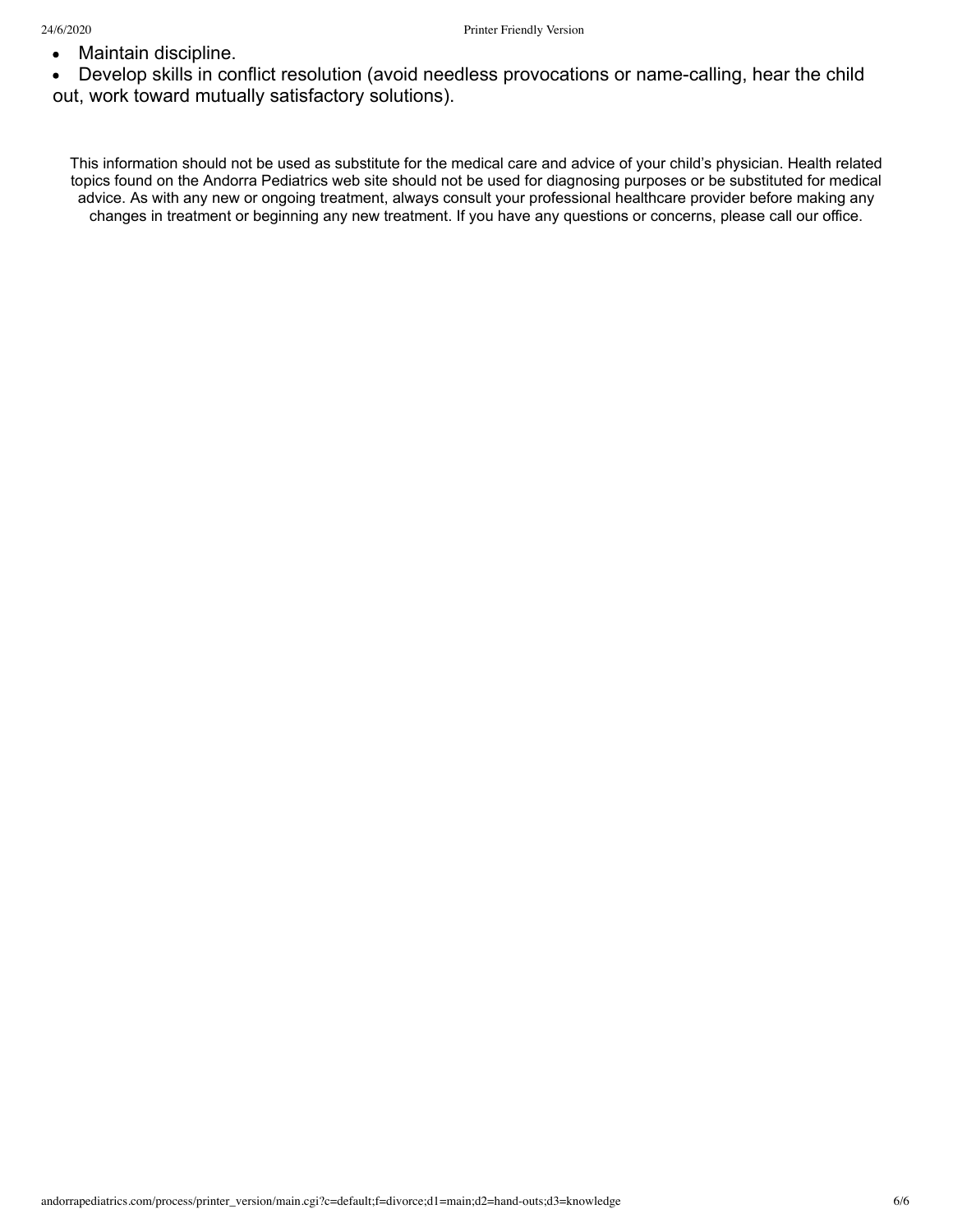- Maintain discipline.
- Develop skills in conflict resolution (avoid needless provocations or name-calling, hear the child out, work toward mutually satisfactory solutions).

This information should not be used as substitute for the medical care and advice of your child's physician. Health related topics found on the Andorra Pediatrics web site should not be used for diagnosing purposes or be substituted for medical advice. As with any new or ongoing treatment, always consult your professional healthcare provider before making any changes in treatment or beginning any new treatment. If you have any questions or concerns, please call our office.